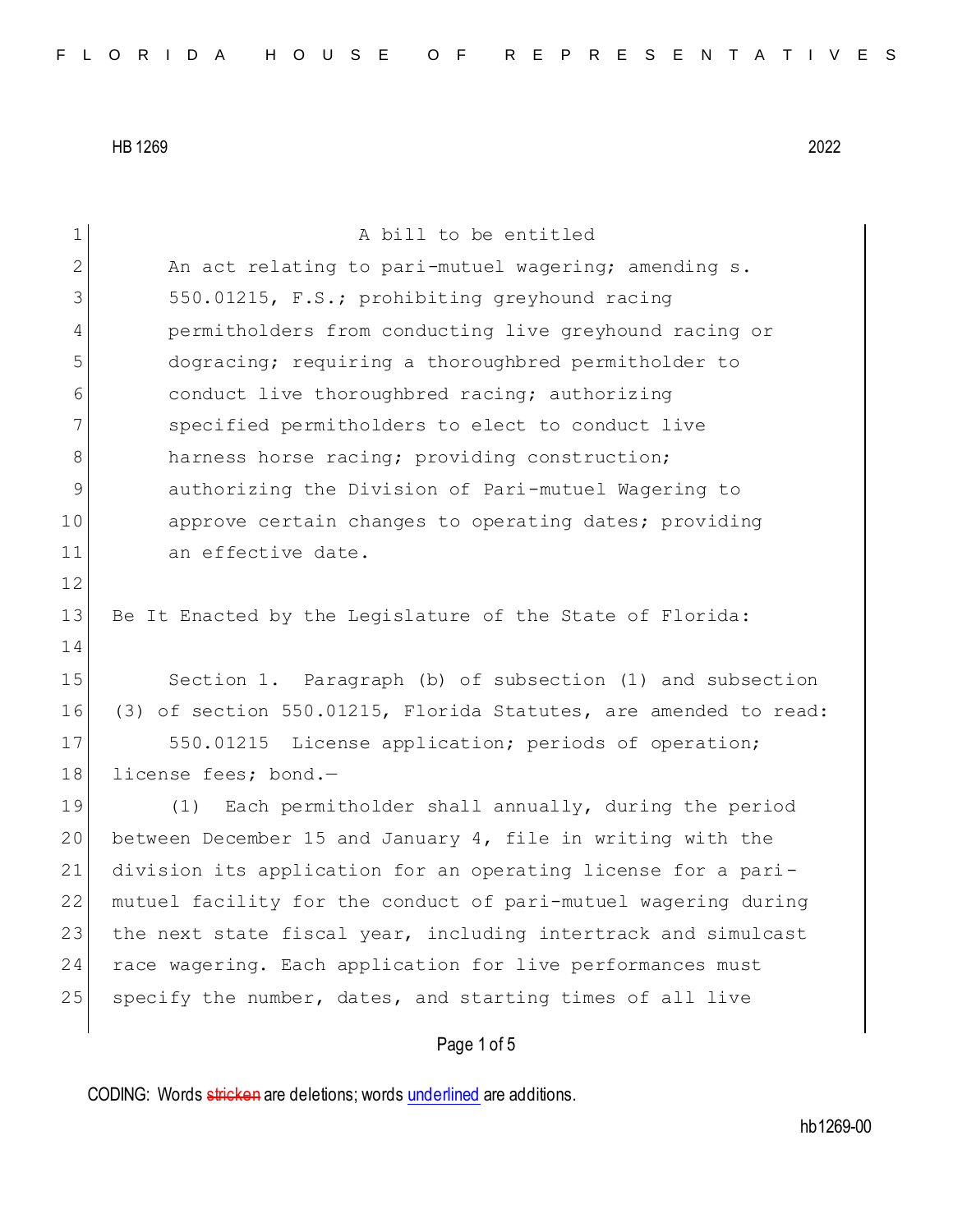HB 1269 2022

A bill to be entitled

An act relating to pari-mutuel wagering; amending s. 550.01215, F.S.; prohibiting greyhound racing permitholders from conducting live greyhound racing or dogracing; requiring a thoroughbred permitholder to conduct live thoroughbred racing; authorizing specified permitholders to elect to conduct live harness horse racing; providing construction; authorizing the Division of Pari-mutuel Wagering to approve certain changes to operating dates; providing an effective date.

Be It Enacted by the Legislature of the State of Florida:

Section 1. Paragraph (b) of subsection (1) and subsection (3) of section 550.01215, Florida Statutes, are amended to read:

550.01215 License application; periods of operation; license fees; bond.—

(1) Each permitholder shall annually, during the period between December 15 and January 4, file in writing with the division its application for an operating license for a pari-mutuel facility for the conduct of pari-mutuel wagering during the next state fiscal year, including intertrack and simulcast race wagering. Each application for live performances must specify the number, dates, and starting times of all live

CODING: Words ~~stricken~~ are deletions; words underlined are additions.

hb1269-00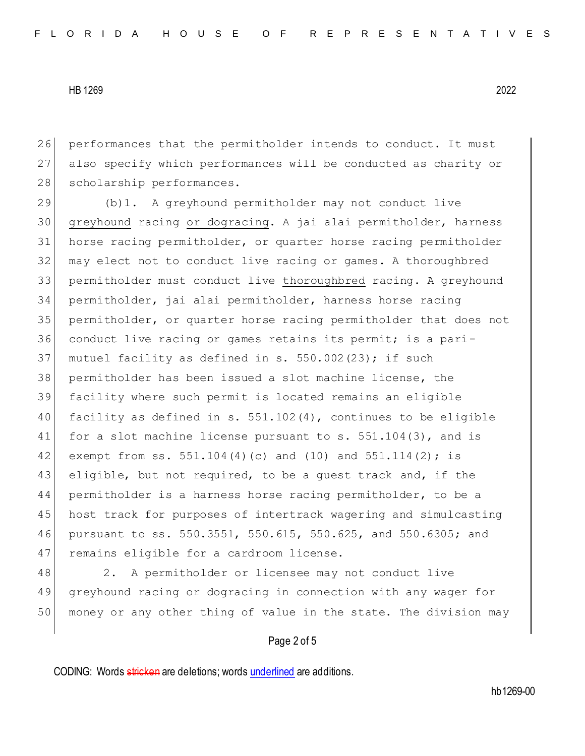performances that the permitholder intends to conduct. It must also specify which performances will be conducted as charity or scholarship performances.

(b)1. A greyhound permitholder may not conduct live <u>greyhound</u> racing <u>or dogracing</u>. A jai alai permitholder, harness horse racing permitholder, or quarter horse racing permitholder may elect not to conduct live racing or games. A thoroughbred permitholder must conduct live <u>thoroughbred</u> racing. A greyhound permitholder, jai alai permitholder, harness horse racing permitholder, or quarter horse racing permitholder that does not conduct live racing or games retains its permit; is a pari-mutuel facility as defined in s. 550.002(23); if such permitholder has been issued a slot machine license, the facility where such permit is located remains an eligible facility as defined in s. 551.102(4), continues to be eligible for a slot machine license pursuant to s. 551.104(3), and is exempt from ss. 551.104(4)(c) and (10) and 551.114(2); is eligible, but not required, to be a guest track and, if the permitholder is a harness horse racing permitholder, to be a host track for purposes of intertrack wagering and simulcasting pursuant to ss. 550.3551, 550.615, 550.625, and 550.6305; and remains eligible for a cardroom license.

2. A permitholder or licensee may not conduct live greyhound racing or dogracing in connection with any wager for money or any other thing of value in the state. The division may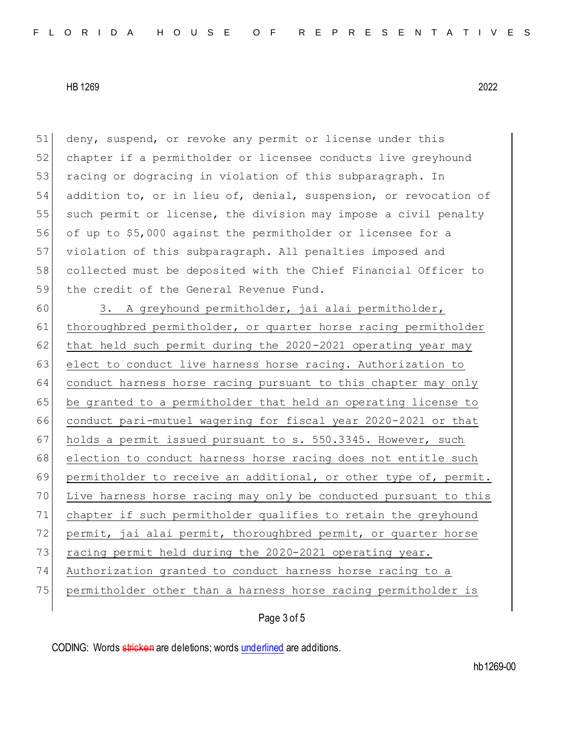deny, suspend, or revoke any permit or license under this chapter if a permitholder or licensee conducts live greyhound racing or dogracing in violation of this subparagraph. In addition to, or in lieu of, denial, suspension, or revocation of such permit or license, the division may impose a civil penalty of up to $5,000 against the permitholder or licensee for a violation of this subparagraph. All penalties imposed and collected must be deposited with the Chief Financial Officer to the credit of the General Revenue Fund.

<u>3. A greyhound permitholder, jai alai permitholder, thoroughbred permitholder, or quarter horse racing permitholder that held such permit during the 2020-2021 operating year may elect to conduct live harness horse racing. Authorization to conduct harness horse racing pursuant to this chapter may only be granted to a permitholder that held an operating license to conduct pari-mutuel wagering for fiscal year 2020-2021 or that holds a permit issued pursuant to s. 550.3345. However, such election to conduct harness horse racing does not entitle such permitholder to receive an additional, or other type of, permit. Live harness horse racing may only be conducted pursuant to this chapter if such permitholder qualifies to retain the greyhound permit, jai alai permit, thoroughbred permit, or quarter horse racing permit held during the 2020-2021 operating year. Authorization granted to conduct harness horse racing to a permitholder other than a harness horse racing permitholder is</u>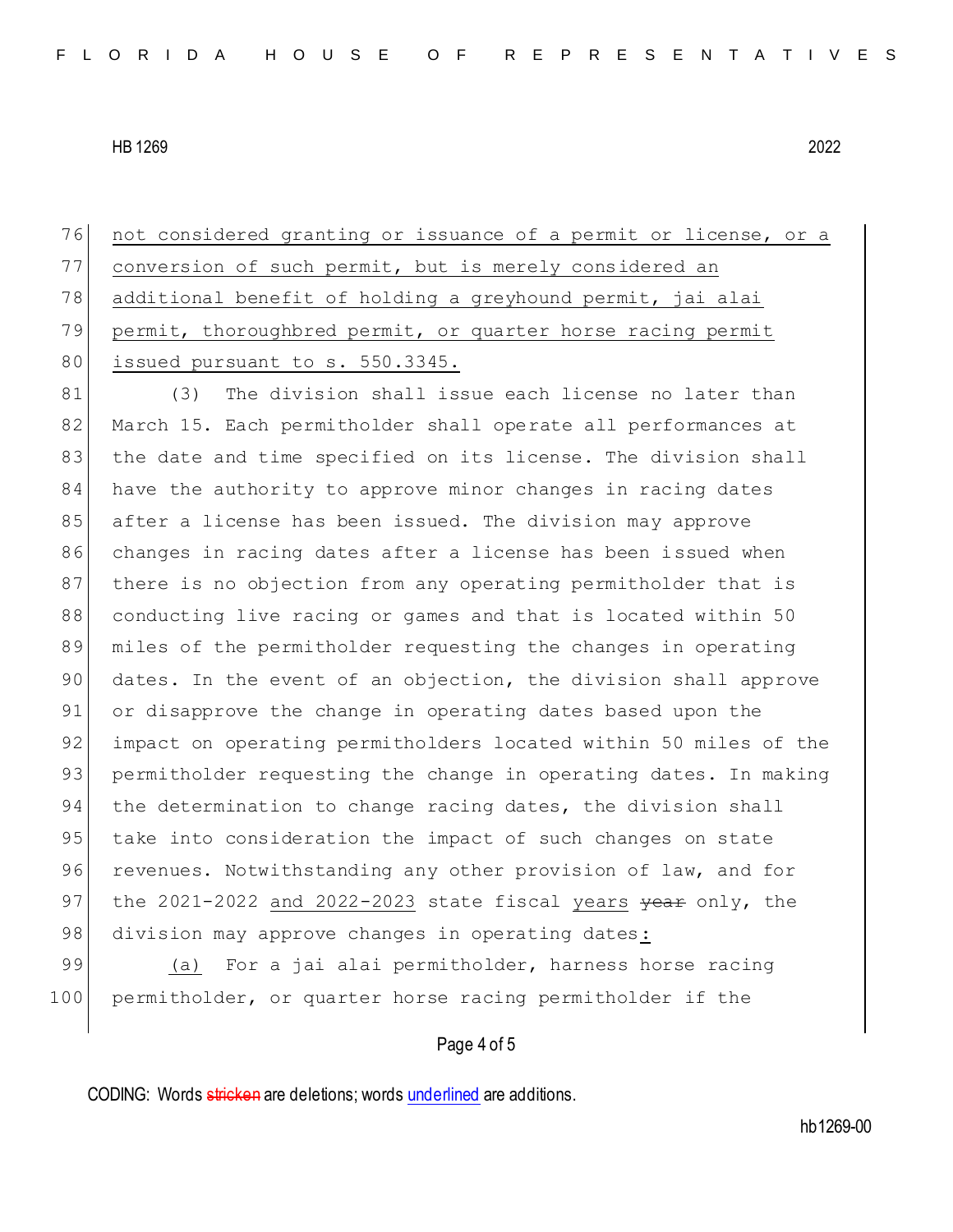not considered granting or issuance of a permit or license, or a conversion of such permit, but is merely considered an additional benefit of holding a greyhound permit, jai alai permit, thoroughbred permit, or quarter horse racing permit issued pursuant to s. 550.3345.

(3) The division shall issue each license no later than March 15. Each permitholder shall operate all performances at the date and time specified on its license. The division shall have the authority to approve minor changes in racing dates after a license has been issued. The division may approve changes in racing dates after a license has been issued when there is no objection from any operating permitholder that is conducting live racing or games and that is located within 50 miles of the permitholder requesting the changes in operating dates. In the event of an objection, the division shall approve or disapprove the change in operating dates based upon the impact on operating permitholders located within 50 miles of the permitholder requesting the change in operating dates. In making the determination to change racing dates, the division shall take into consideration the impact of such changes on state revenues. Notwithstanding any other provision of law, and for the 2021-2022 and 2022-2023 state fiscal years ~~year~~ only, the division may approve changes in operating dates:

(a) For a jai alai permitholder, harness horse racing permitholder, or quarter horse racing permitholder if the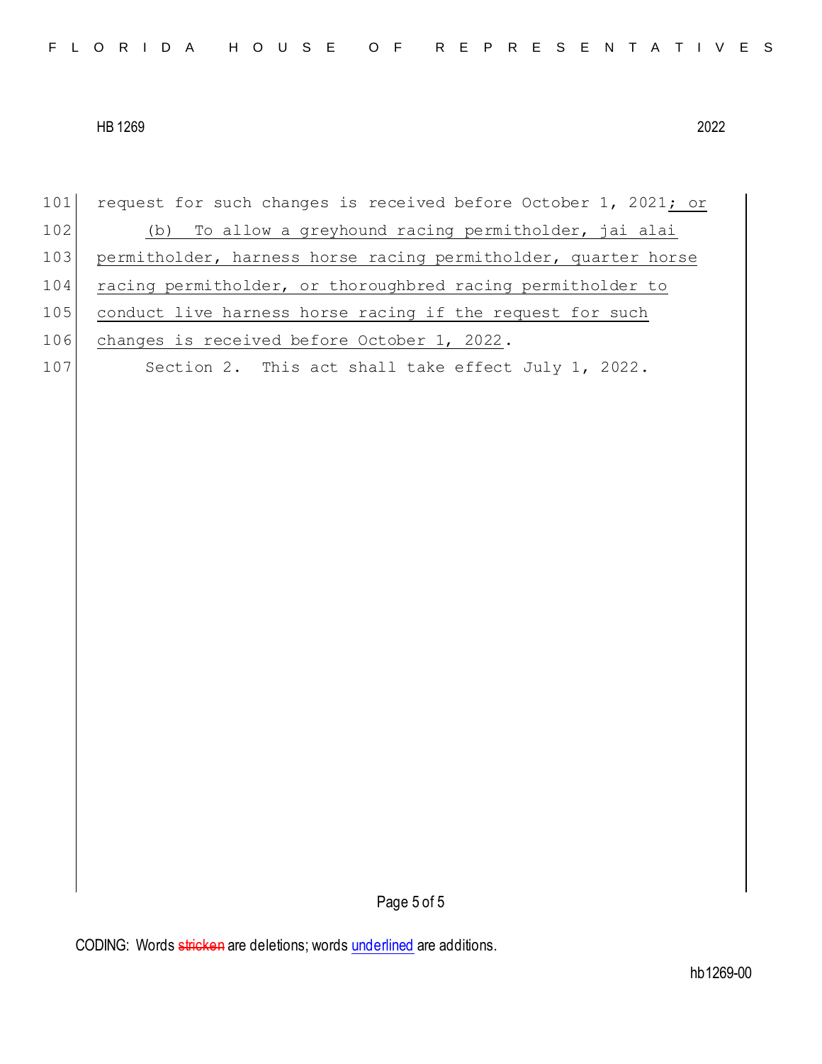101 request for such changes is received before October 1, 2021; or

102 (b) To allow a greyhound racing permitholder, jai alai

103 permitholder, harness horse racing permitholder, quarter horse

104 racing permitholder, or thoroughbred racing permitholder to

105 conduct live harness horse racing if the request for such

106 changes is received before October 1, 2022.

107 Section 2. This act shall take effect July 1, 2022.

CODING: Words stricken are deletions; words underlined are additions.